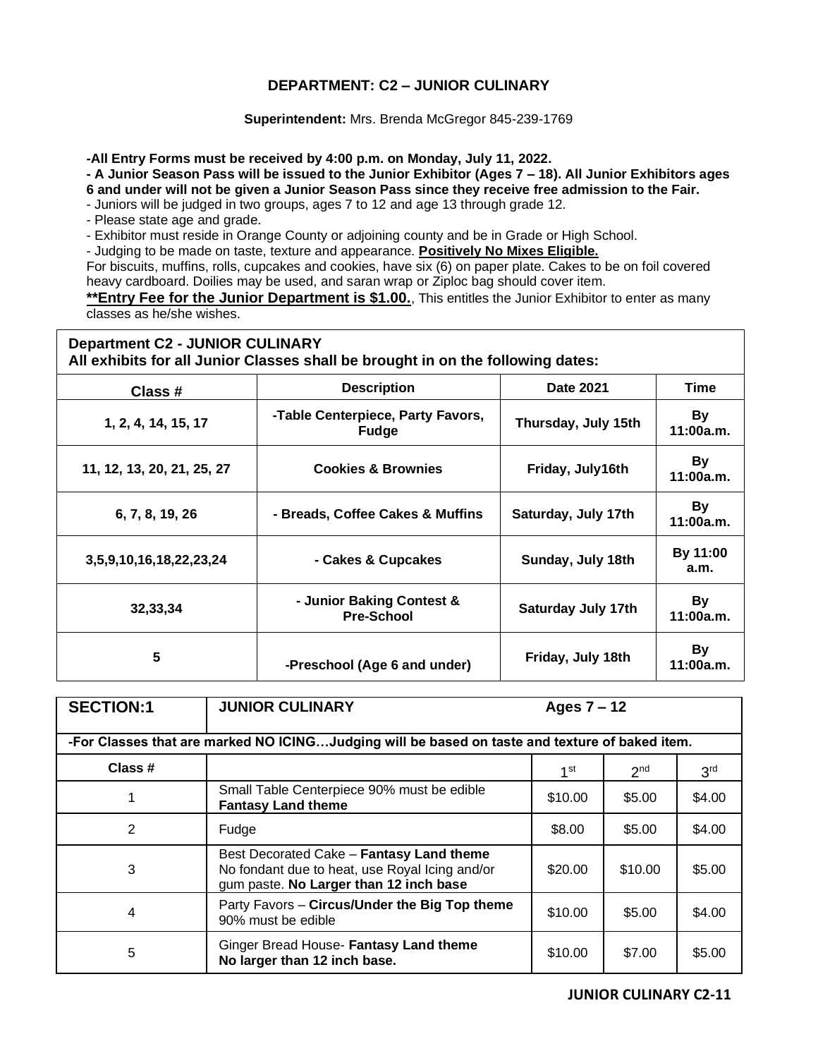## DEPARTMENT: C2 – JUNIOR CULINARY

**Superintendent:** Mrs. Brenda McGregor 845-239-1769

**-All Entry Forms must be received by 4:00 p.m. on Monday, July 11, 2022.**

**- A Junior Season Pass will be issued to the Junior Exhibitor (Ages 7 – 18). All Junior Exhibitors ages 6 and under will not be given a Junior Season Pass since they receive free admission to the Fair.**

- Juniors will be judged in two groups, ages 7 to 12 and age 13 through grade 12.
- Please state age and grade.
- Exhibitor must reside in Orange County or adjoining county and be in Grade or High School.
- Judging to be made on taste, texture and appearance. **Positively No Mixes Eligible.**

For biscuits, muffins, rolls, cupcakes and cookies, have six (6) on paper plate. Cakes to be on foil covered heavy cardboard. Doilies may be used, and saran wrap or Ziploc bag should cover item.

**\*\*Entry Fee for the Junior Department is $1.00.**, This entitles the Junior Exhibitor to enter as many classes as he/she wishes.

| **Department C2 - JUNIOR CULINARY All exhibits for all Junior Classes shall be brought in on the following dates:** | | | |
|---|---|---|---|
| **Class #** | **Description** | **Date 2021** | **Time** |
| **1, 2, 4, 14, 15, 17** | **-Table Centerpiece, Party Favors, Fudge** | **Thursday, July 15th** | **By 11:00a.m.** |
| **11, 12, 13, 20, 21, 25, 27** | **Cookies & Brownies** | **Friday, July16th** | **By 11:00a.m.** |
| **6, 7, 8, 19, 26** | **- Breads, Coffee Cakes & Muffins** | **Saturday, July 17th** | **By 11:00a.m.** |
| **3,5,9,10,16,18,22,23,24** | **- Cakes & Cupcakes** | **Sunday, July 18th** | **By 11:00 a.m.** |
| **32,33,34** | **- Junior Baking Contest & Pre-School** | **Saturday July 17th** | **By 11:00a.m.** |
| **5** | **-Preschool (Age 6 and under)** | **Friday, July 18th** | **By 11:00a.m.** |

| **SECTION:1** | **JUNIOR CULINARY Ages 7 – 12** | | | |
|---|---|---|---|---|
| **-For Classes that are marked NO ICING…Judging will be based on taste and texture of baked item.** | | | | |
| **Class #** | | 1st | 2nd | 3rd |
| 1 | Small Table Centerpiece 90% must be edible **Fantasy Land theme** | $10.00 | $5.00 | $4.00 |
| 2 | Fudge | $8.00 | $5.00 | $4.00 |
| 3 | Best Decorated Cake – **Fantasy Land theme** No fondant due to heat, use Royal Icing and/or gum paste. **No Larger than 12 inch base** | $20.00 | $10.00 | $5.00 |
| 4 | Party Favors – **Circus/Under the Big Top theme** 90% must be edible | $10.00 | $5.00 | $4.00 |
| 5 | Ginger Bread House- **Fantasy Land theme No larger than 12 inch base.** | $10.00 | $7.00 | $5.00 |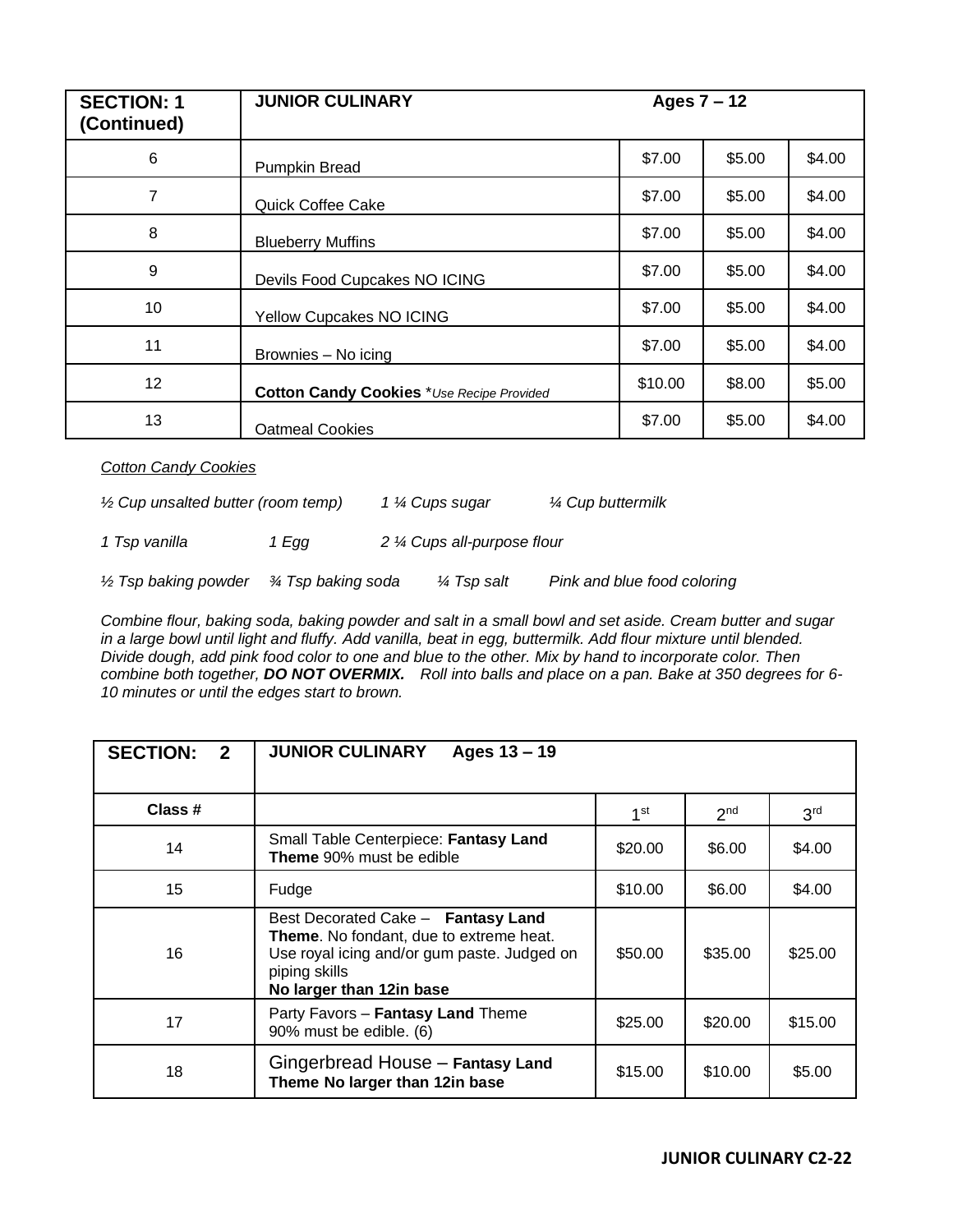| SECTION: 1 (Continued) | JUNIOR CULINARY Ages 7 – 12 | | | |
|---|---|---|---|---|
| 6 | Pumpkin Bread | $7.00 | $5.00 | $4.00 |
| 7 | Quick Coffee Cake | $7.00 | $5.00 | $4.00 |
| 8 | Blueberry Muffins | $7.00 | $5.00 | $4.00 |
| 9 | Devils Food Cupcakes NO ICING | $7.00 | $5.00 | $4.00 |
| 10 | Yellow Cupcakes NO ICING | $7.00 | $5.00 | $4.00 |
| 11 | Brownies – No icing | $7.00 | $5.00 | $4.00 |
| 12 | **Cotton Candy Cookies** **Use Recipe Provided* | $10.00 | $8.00 | $5.00 |
| 13 | Oatmeal Cookies | $7.00 | $5.00 | $4.00 |

*<u>Cotton Candy Cookies</u>*

*½ Cup unsalted butter (room temp)    1 ¼ Cups sugar    ¼ Cup buttermilk*

*1 Tsp vanilla    1 Egg    2 ¼ Cups all-purpose flour*

*½ Tsp baking powder    ¾ Tsp baking soda    ¼ Tsp salt    Pink and blue food coloring*

*Combine flour, baking soda, baking powder and salt in a small bowl and set aside. Cream butter and sugar in a large bowl until light and fluffy. Add vanilla, beat in egg, buttermilk. Add flour mixture until blended. Divide dough, add pink food color to one and blue to the other. Mix by hand to incorporate color. Then combine both together,* ***DO NOT OVERMIX.*** *Roll into balls and place on a pan. Bake at 350 degrees for 6-10 minutes or until the edges start to brown.*

| SECTION: 2 | JUNIOR CULINARY Ages 13 – 19 | | | |
|---|---|---|---|---|
| **Class #** | | 1st | 2nd | 3rd |
| 14 | Small Table Centerpiece: **Fantasy Land Theme** 90% must be edible | $20.00 | $6.00 | $4.00 |
| 15 | Fudge | $10.00 | $6.00 | $4.00 |
| 16 | Best Decorated Cake – **Fantasy Land Theme**. No fondant, due to extreme heat. Use royal icing and/or gum paste. Judged on piping skills **No larger than 12in base** | $50.00 | $35.00 | $25.00 |
| 17 | Party Favors – **Fantasy Land** Theme 90% must be edible. (6) | $25.00 | $20.00 | $15.00 |
| 18 | Gingerbread House – **Fantasy Land Theme No larger than 12in base** | $15.00 | $10.00 | $5.00 |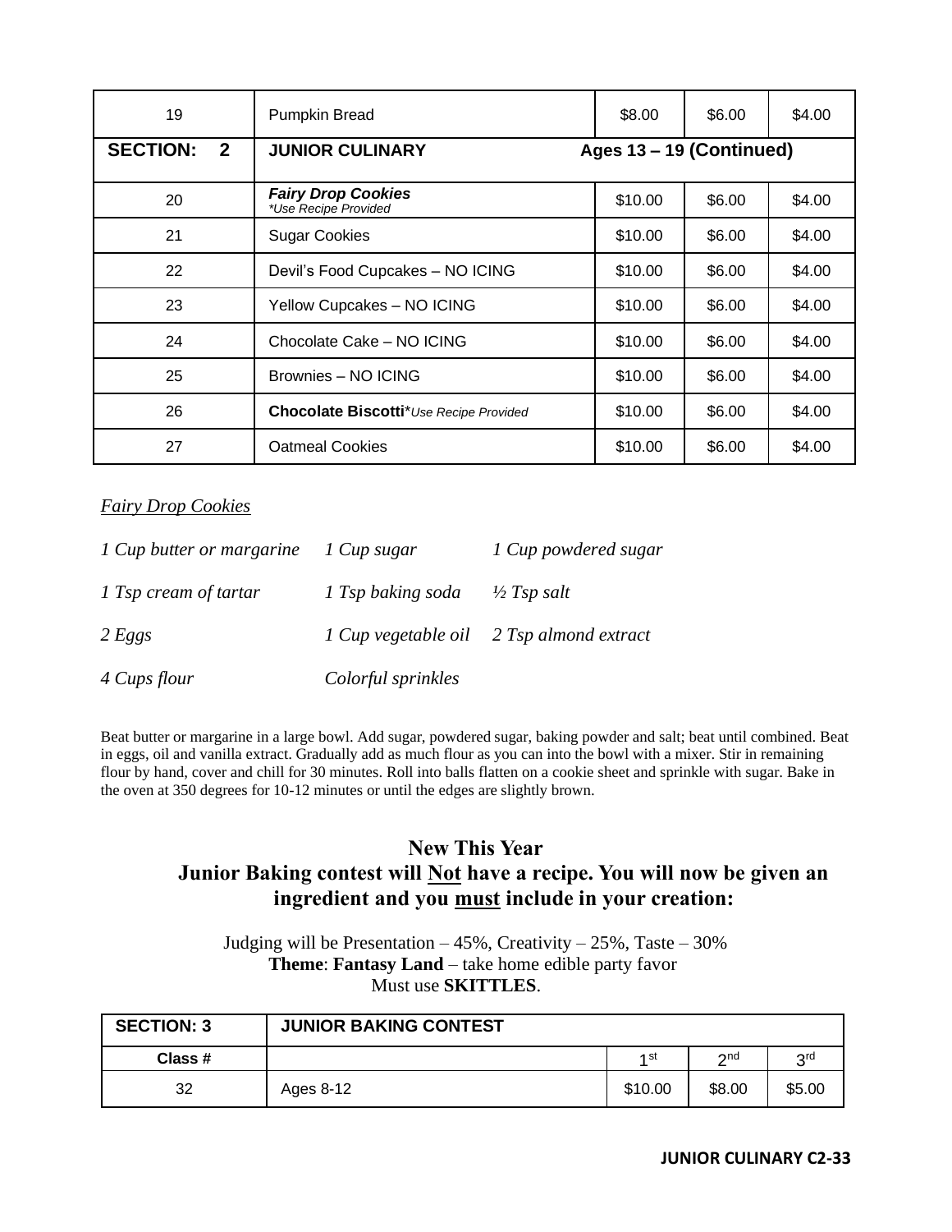| | | | | |
|---|---|---|---|---|
| 19 | Pumpkin Bread | $8.00 | $6.00 | $4.00 |
| **SECTION: 2** | **JUNIOR CULINARY** | **Ages 13 – 19 (Continued)** | | |
| 20 | ***Fairy Drop Cookies*** *\*Use Recipe Provided* | $10.00 | $6.00 | $4.00 |
| 21 | Sugar Cookies | $10.00 | $6.00 | $4.00 |
| 22 | Devil's Food Cupcakes – NO ICING | $10.00 | $6.00 | $4.00 |
| 23 | Yellow Cupcakes – NO ICING | $10.00 | $6.00 | $4.00 |
| 24 | Chocolate Cake – NO ICING | $10.00 | $6.00 | $4.00 |
| 25 | Brownies – NO ICING | $10.00 | $6.00 | $4.00 |
| 26 | **Chocolate Biscotti***\*Use Recipe Provided* | $10.00 | $6.00 | $4.00 |
| 27 | Oatmeal Cookies | $10.00 | $6.00 | $4.00 |

*Fairy Drop Cookies*

| | | |
|---|---|---|
| *1 Cup butter or margarine* | *1 Cup sugar* | *1 Cup powdered sugar* |
| *1 Tsp cream of tartar* | *1 Tsp baking soda* | *½ Tsp salt* |
| *2 Eggs* | *1 Cup vegetable oil* | *2 Tsp almond extract* |
| *4 Cups flour* | *Colorful sprinkles* | |

Beat butter or margarine in a large bowl. Add sugar, powdered sugar, baking powder and salt; beat until combined. Beat in eggs, oil and vanilla extract. Gradually add as much flour as you can into the bowl with a mixer. Stir in remaining flour by hand, cover and chill for 30 minutes. Roll into balls flatten on a cookie sheet and sprinkle with sugar. Bake in the oven at 350 degrees for 10-12 minutes or until the edges are slightly brown.

## New This Year
## Junior Baking contest will Not have a recipe. You will now be given an ingredient and you must include in your creation:

Judging will be Presentation – 45%, Creativity – 25%, Taste – 30%
**Theme**: **Fantasy Land** – take home edible party favor
Must use **SKITTLES**.

| **SECTION: 3** | **JUNIOR BAKING CONTEST** | | | |
|---|---|---|---|---|
| **Class #** | | 1st | 2nd | 3rd |
| 32 | Ages 8-12 | $10.00 | $8.00 | $5.00 |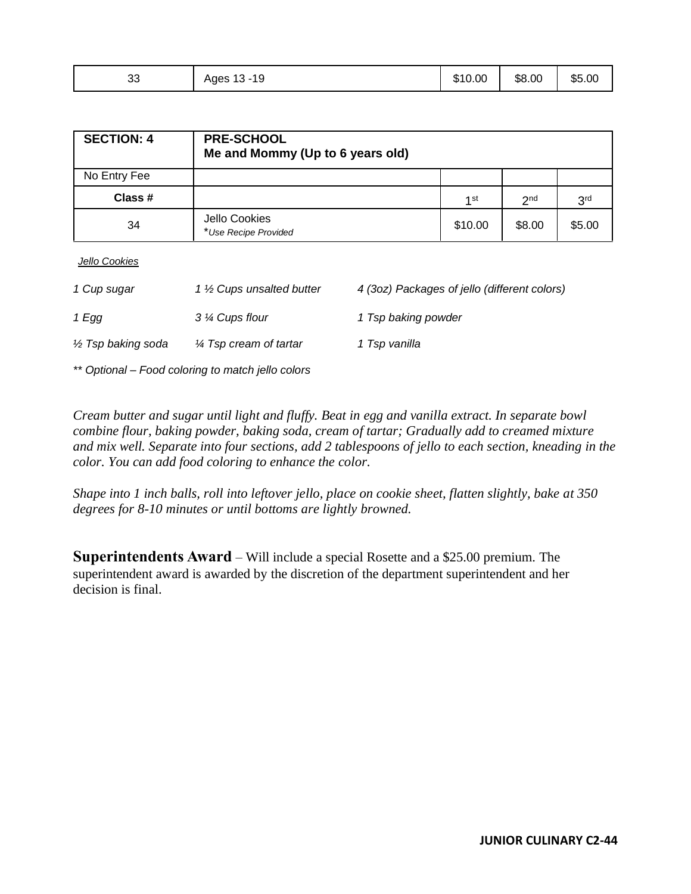| | | | | |
|---|---|---|---|---|
| 33 | Ages 13 -19 | $10.00 | $8.00 | $5.00 |

| **SECTION: 4** | **PRE-SCHOOL**<br>**Me and Mommy (Up to 6 years old)** | | | |
|---|---|---|---|---|
| No Entry Fee | | | | |
| **Class #** | | 1st | 2nd | 3rd |
| 34 | Jello Cookies<br>**Use Recipe Provided* | $10.00 | $8.00 | $5.00 |

*Jello Cookies*

*1 Cup sugar* — *1 ½ Cups unsalted butter* — *4 (3oz) Packages of jello (different colors)*

*1 Egg* — *3 ¼ Cups flour* — *1 Tsp baking powder*

*½ Tsp baking soda* — *¼ Tsp cream of tartar* — *1 Tsp vanilla*

*** Optional – Food coloring to match jello colors*

*Cream butter and sugar until light and fluffy. Beat in egg and vanilla extract. In separate bowl combine flour, baking powder, baking soda, cream of tartar; Gradually add to creamed mixture and mix well. Separate into four sections, add 2 tablespoons of jello to each section, kneading in the color. You can add food coloring to enhance the color.*

*Shape into 1 inch balls, roll into leftover jello, place on cookie sheet, flatten slightly, bake at 350 degrees for 8-10 minutes or until bottoms are lightly browned.*

**Superintendents Award** – Will include a special Rosette and a $25.00 premium. The superintendent award is awarded by the discretion of the department superintendent and her decision is final.